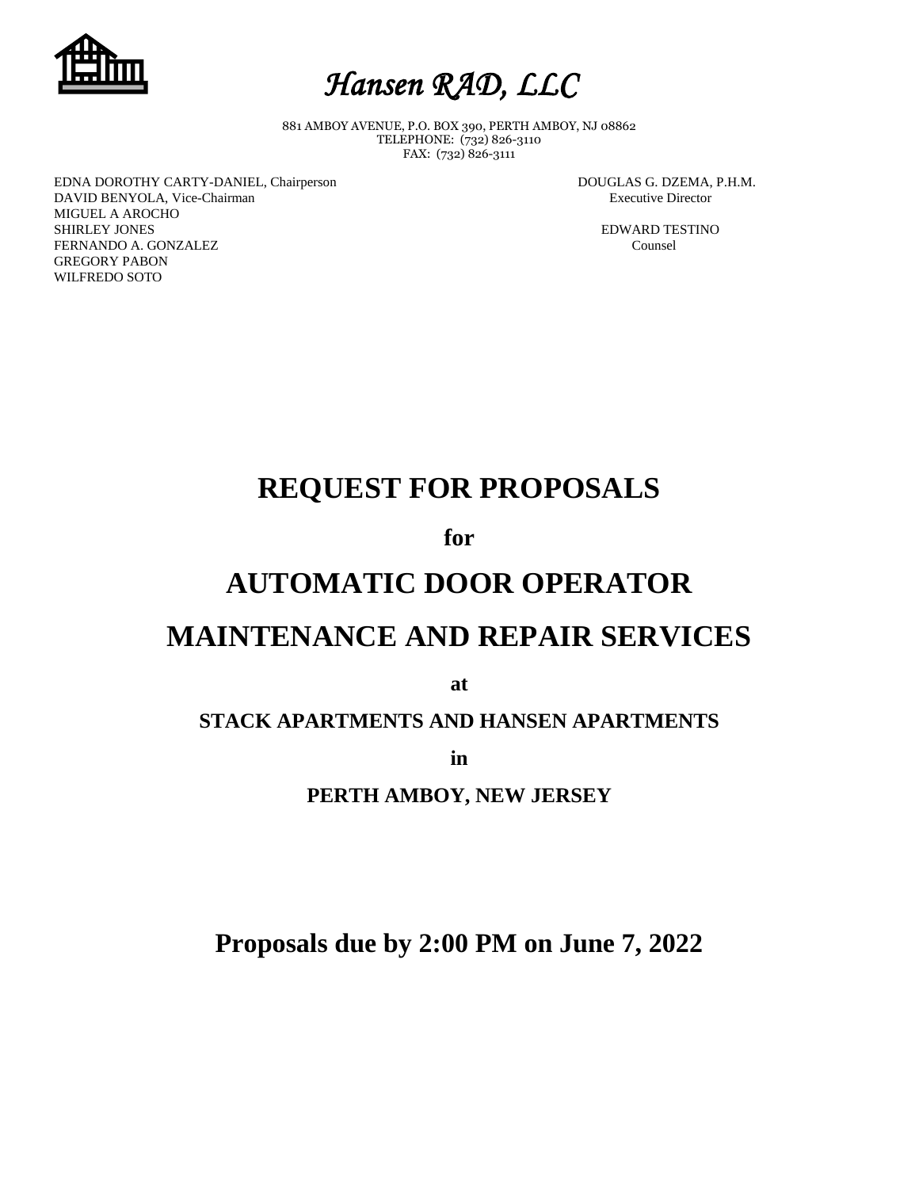# *Hansen RAD, LLC*

881 AMBOY AVENUE, P.O. BOX 390, PERTH AMBOY, NJ 08862
TELEPHONE: (732) 826-3110
FAX: (732) 826-3111

EDNA DOROTHY CARTY-DANIEL, Chairperson
DAVID BENYOLA, Vice-Chairman
MIGUEL A AROCHO
SHIRLEY JONES
FERNANDO A. GONZALEZ
GREGORY PABON
WILFREDO SOTO

DOUGLAS G. DZEMA, P.H.M.
Executive Director

EDWARD TESTINO
Counsel

# REQUEST FOR PROPOSALS

**for**

# AUTOMATIC DOOR OPERATOR

# MAINTENANCE AND REPAIR SERVICES

**at**

**STACK APARTMENTS AND HANSEN APARTMENTS**

**in**

**PERTH AMBOY, NEW JERSEY**

## Proposals due by 2:00 PM on June 7, 2022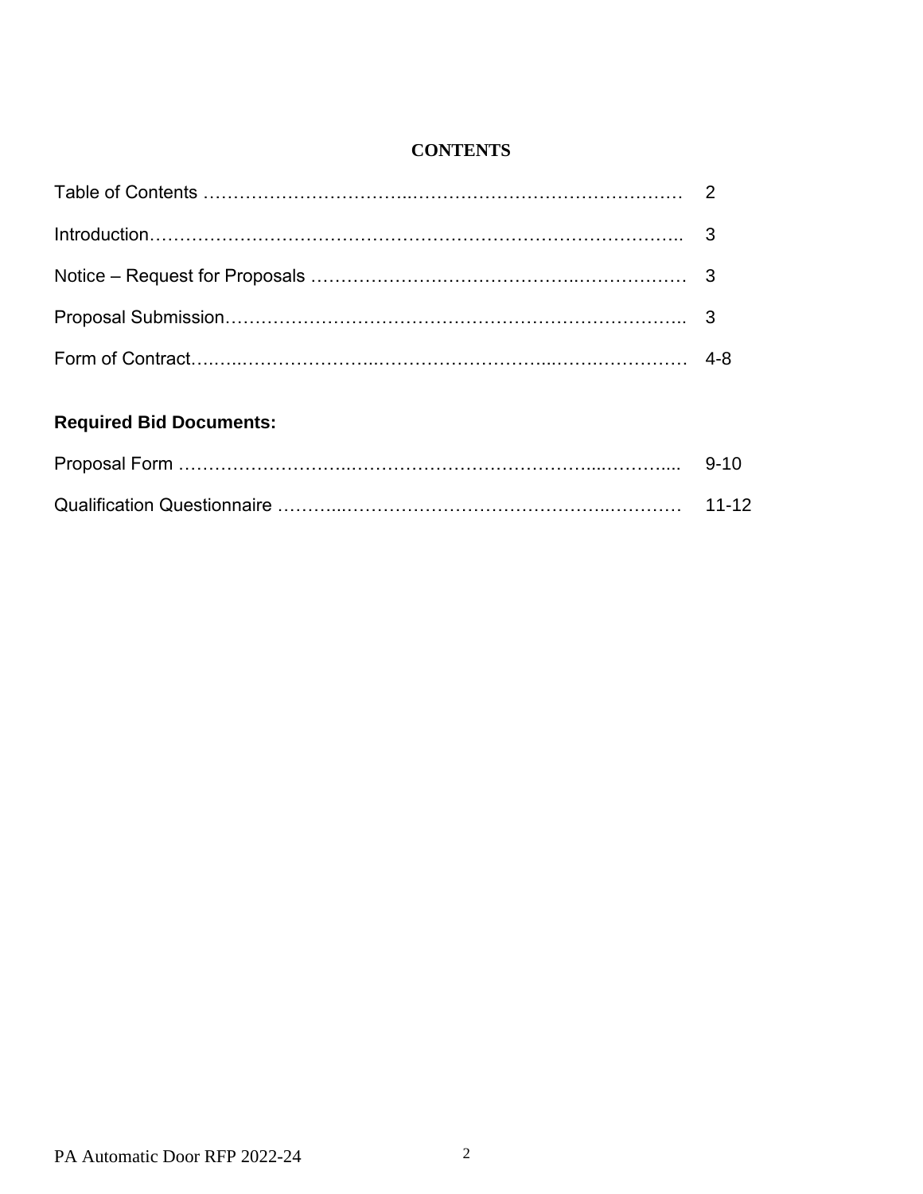# CONTENTS

| | |
|---|---|
| Table of Contents | 2 |
| Introduction | 3 |
| Notice – Request for Proposals | 3 |
| Proposal Submission | 3 |
| Form of Contract | 4-8 |

**Required Bid Documents:**

| | |
|---|---|
| Proposal Form | 9-10 |
| Qualification Questionnaire | 11-12 |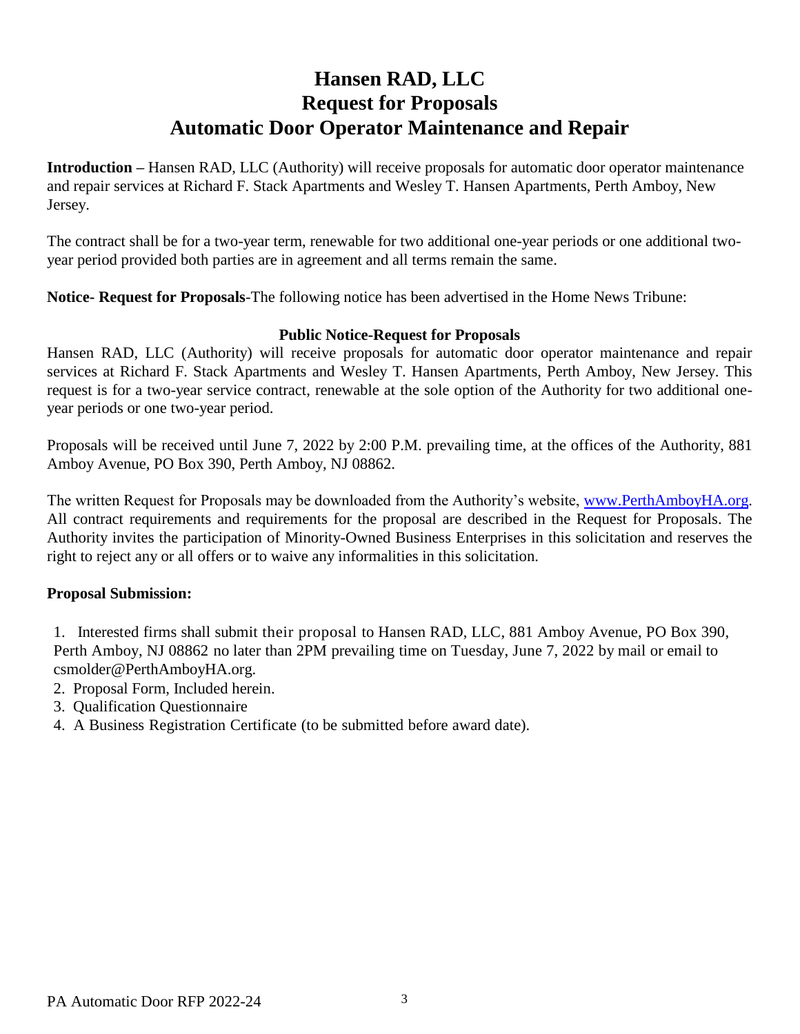# Hansen RAD, LLC
# Request for Proposals
# Automatic Door Operator Maintenance and Repair

**Introduction –** Hansen RAD, LLC (Authority) will receive proposals for automatic door operator maintenance and repair services at Richard F. Stack Apartments and Wesley T. Hansen Apartments, Perth Amboy, New Jersey.

The contract shall be for a two-year term, renewable for two additional one-year periods or one additional two-year period provided both parties are in agreement and all terms remain the same.

**Notice- Request for Proposals**-The following notice has been advertised in the Home News Tribune:

**Public Notice-Request for Proposals**

Hansen RAD, LLC (Authority) will receive proposals for automatic door operator maintenance and repair services at Richard F. Stack Apartments and Wesley T. Hansen Apartments, Perth Amboy, New Jersey. This request is for a two-year service contract, renewable at the sole option of the Authority for two additional one-year periods or one two-year period.

Proposals will be received until June 7, 2022 by 2:00 P.M. prevailing time, at the offices of the Authority, 881 Amboy Avenue, PO Box 390, Perth Amboy, NJ 08862.

The written Request for Proposals may be downloaded from the Authority's website, www.PerthAmboyHA.org. All contract requirements and requirements for the proposal are described in the Request for Proposals. The Authority invites the participation of Minority-Owned Business Enterprises in this solicitation and reserves the right to reject any or all offers or to waive any informalities in this solicitation.

**Proposal Submission:**

1. Interested firms shall submit their proposal to Hansen RAD, LLC, 881 Amboy Avenue, PO Box 390, Perth Amboy, NJ 08862 no later than 2PM prevailing time on Tuesday, June 7, 2022 by mail or email to csmolder@PerthAmboyHA.org.
2. Proposal Form, Included herein.
3. Qualification Questionnaire
4. A Business Registration Certificate (to be submitted before award date).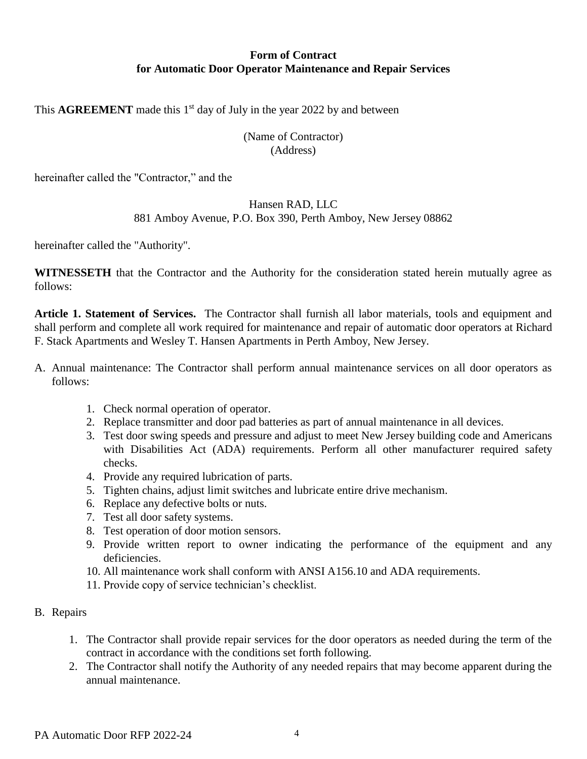**Form of Contract**
**for Automatic Door Operator Maintenance and Repair Services**

This **AGREEMENT** made this 1st day of July in the year 2022 by and between

(Name of Contractor)
(Address)

hereinafter called the "Contractor," and the

Hansen RAD, LLC
881 Amboy Avenue, P.O. Box 390, Perth Amboy, New Jersey 08862

hereinafter called the "Authority".

**WITNESSETH** that the Contractor and the Authority for the consideration stated herein mutually agree as follows:

**Article 1. Statement of Services.** The Contractor shall furnish all labor materials, tools and equipment and shall perform and complete all work required for maintenance and repair of automatic door operators at Richard F. Stack Apartments and Wesley T. Hansen Apartments in Perth Amboy, New Jersey.

A. Annual maintenance: The Contractor shall perform annual maintenance services on all door operators as follows:

   1. Check normal operation of operator.
   2. Replace transmitter and door pad batteries as part of annual maintenance in all devices.
   3. Test door swing speeds and pressure and adjust to meet New Jersey building code and Americans with Disabilities Act (ADA) requirements. Perform all other manufacturer required safety checks.
   4. Provide any required lubrication of parts.
   5. Tighten chains, adjust limit switches and lubricate entire drive mechanism.
   6. Replace any defective bolts or nuts.
   7. Test all door safety systems.
   8. Test operation of door motion sensors.
   9. Provide written report to owner indicating the performance of the equipment and any deficiencies.
   10. All maintenance work shall conform with ANSI A156.10 and ADA requirements.
   11. Provide copy of service technician's checklist.

B. Repairs

   1. The Contractor shall provide repair services for the door operators as needed during the term of the contract in accordance with the conditions set forth following.
   2. The Contractor shall notify the Authority of any needed repairs that may become apparent during the annual maintenance.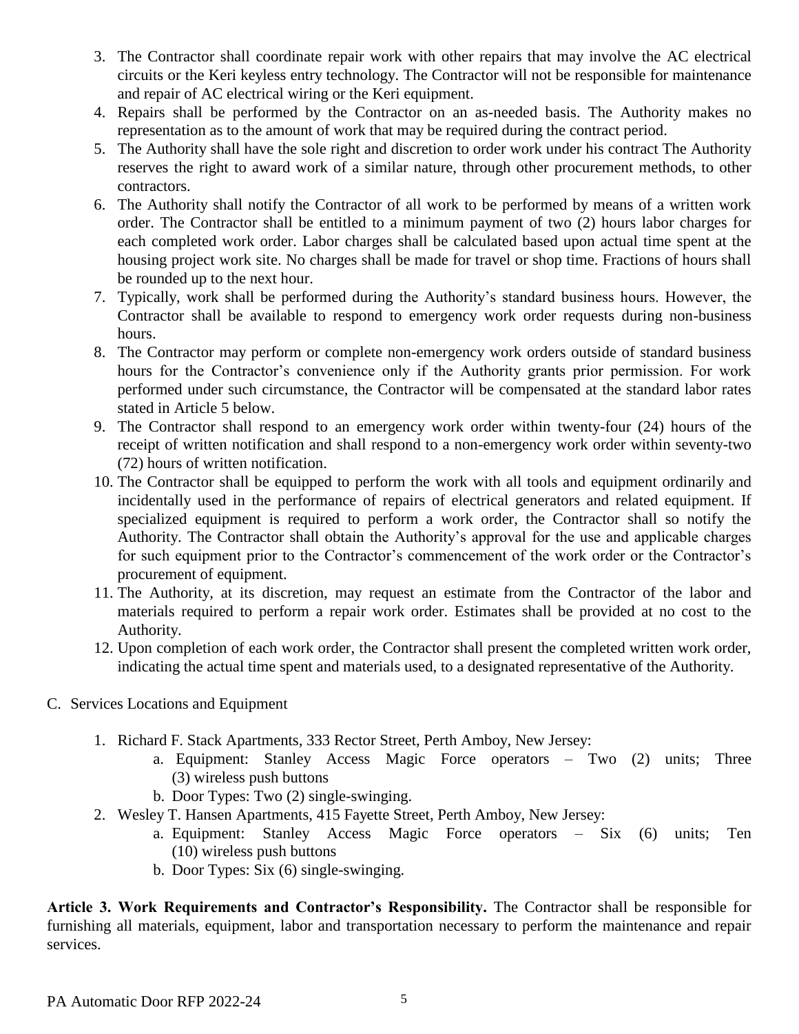3. The Contractor shall coordinate repair work with other repairs that may involve the AC electrical circuits or the Keri keyless entry technology. The Contractor will not be responsible for maintenance and repair of AC electrical wiring or the Keri equipment.
4. Repairs shall be performed by the Contractor on an as-needed basis. The Authority makes no representation as to the amount of work that may be required during the contract period.
5. The Authority shall have the sole right and discretion to order work under his contract The Authority reserves the right to award work of a similar nature, through other procurement methods, to other contractors.
6. The Authority shall notify the Contractor of all work to be performed by means of a written work order. The Contractor shall be entitled to a minimum payment of two (2) hours labor charges for each completed work order. Labor charges shall be calculated based upon actual time spent at the housing project work site. No charges shall be made for travel or shop time. Fractions of hours shall be rounded up to the next hour.
7. Typically, work shall be performed during the Authority's standard business hours. However, the Contractor shall be available to respond to emergency work order requests during non-business hours.
8. The Contractor may perform or complete non-emergency work orders outside of standard business hours for the Contractor's convenience only if the Authority grants prior permission. For work performed under such circumstance, the Contractor will be compensated at the standard labor rates stated in Article 5 below.
9. The Contractor shall respond to an emergency work order within twenty-four (24) hours of the receipt of written notification and shall respond to a non-emergency work order within seventy-two (72) hours of written notification.
10. The Contractor shall be equipped to perform the work with all tools and equipment ordinarily and incidentally used in the performance of repairs of electrical generators and related equipment. If specialized equipment is required to perform a work order, the Contractor shall so notify the Authority. The Contractor shall obtain the Authority's approval for the use and applicable charges for such equipment prior to the Contractor's commencement of the work order or the Contractor's procurement of equipment.
11. The Authority, at its discretion, may request an estimate from the Contractor of the labor and materials required to perform a repair work order. Estimates shall be provided at no cost to the Authority.
12. Upon completion of each work order, the Contractor shall present the completed written work order, indicating the actual time spent and materials used, to a designated representative of the Authority.

C. Services Locations and Equipment

1. Richard F. Stack Apartments, 333 Rector Street, Perth Amboy, New Jersey:
   a. Equipment: Stanley Access Magic Force operators – Two (2) units; Three (3) wireless push buttons
   b. Door Types: Two (2) single-swinging.
2. Wesley T. Hansen Apartments, 415 Fayette Street, Perth Amboy, New Jersey:
   a. Equipment: Stanley Access Magic Force operators – Six (6) units; Ten (10) wireless push buttons
   b. Door Types: Six (6) single-swinging.

**Article 3. Work Requirements and Contractor's Responsibility.** The Contractor shall be responsible for furnishing all materials, equipment, labor and transportation necessary to perform the maintenance and repair services.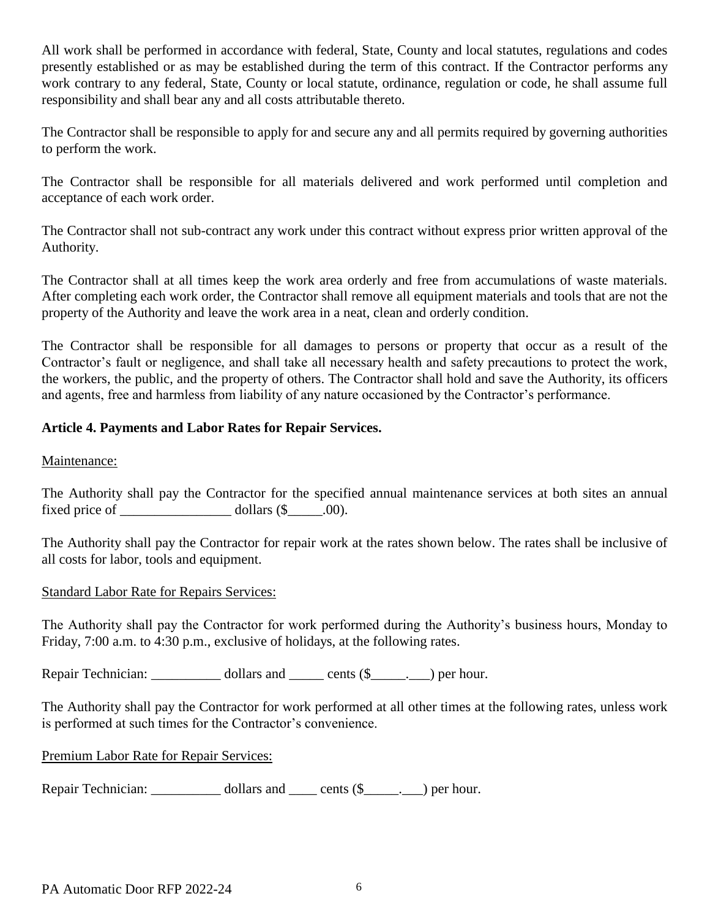All work shall be performed in accordance with federal, State, County and local statutes, regulations and codes presently established or as may be established during the term of this contract. If the Contractor performs any work contrary to any federal, State, County or local statute, ordinance, regulation or code, he shall assume full responsibility and shall bear any and all costs attributable thereto.

The Contractor shall be responsible to apply for and secure any and all permits required by governing authorities to perform the work.

The Contractor shall be responsible for all materials delivered and work performed until completion and acceptance of each work order.

The Contractor shall not sub-contract any work under this contract without express prior written approval of the Authority.

The Contractor shall at all times keep the work area orderly and free from accumulations of waste materials. After completing each work order, the Contractor shall remove all equipment materials and tools that are not the property of the Authority and leave the work area in a neat, clean and orderly condition.

The Contractor shall be responsible for all damages to persons or property that occur as a result of the Contractor's fault or negligence, and shall take all necessary health and safety precautions to protect the work, the workers, the public, and the property of others. The Contractor shall hold and save the Authority, its officers and agents, free and harmless from liability of any nature occasioned by the Contractor's performance.

**Article 4. Payments and Labor Rates for Repair Services.**

Maintenance:

The Authority shall pay the Contractor for the specified annual maintenance services at both sites an annual fixed price of ________________ dollars ($_____.00).

The Authority shall pay the Contractor for repair work at the rates shown below. The rates shall be inclusive of all costs for labor, tools and equipment.

Standard Labor Rate for Repairs Services:

The Authority shall pay the Contractor for work performed during the Authority's business hours, Monday to Friday, 7:00 a.m. to 4:30 p.m., exclusive of holidays, at the following rates.

Repair Technician: __________ dollars and _____ cents ($_____.___) per hour.

The Authority shall pay the Contractor for work performed at all other times at the following rates, unless work is performed at such times for the Contractor's convenience.

Premium Labor Rate for Repair Services:

Repair Technician: __________ dollars and ____ cents ($_____.___) per hour.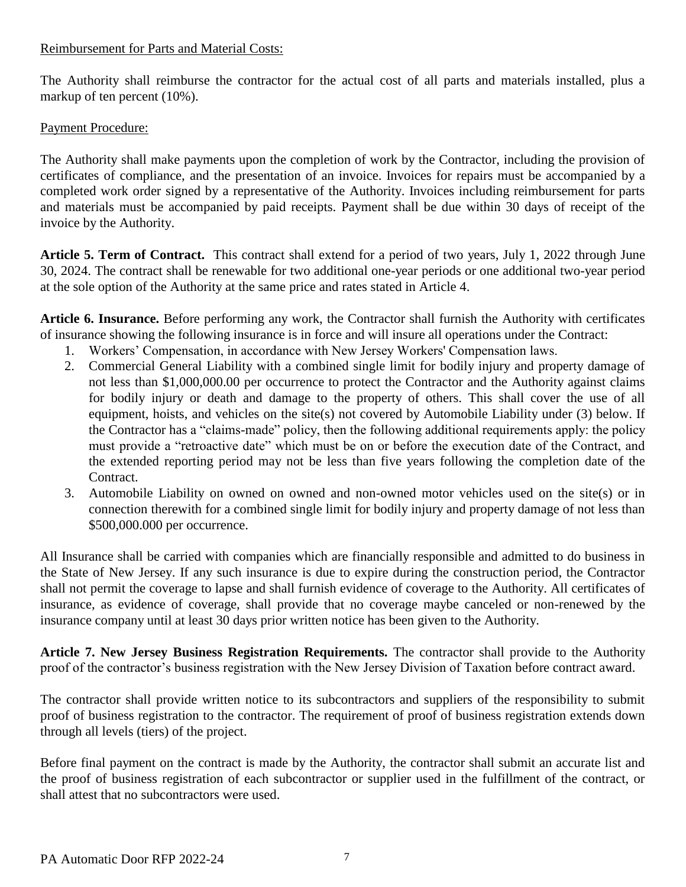Reimbursement for Parts and Material Costs:

The Authority shall reimburse the contractor for the actual cost of all parts and materials installed, plus a markup of ten percent (10%).

Payment Procedure:

The Authority shall make payments upon the completion of work by the Contractor, including the provision of certificates of compliance, and the presentation of an invoice. Invoices for repairs must be accompanied by a completed work order signed by a representative of the Authority. Invoices including reimbursement for parts and materials must be accompanied by paid receipts. Payment shall be due within 30 days of receipt of the invoice by the Authority.

**Article 5. Term of Contract.** This contract shall extend for a period of two years, July 1, 2022 through June 30, 2024. The contract shall be renewable for two additional one-year periods or one additional two-year period at the sole option of the Authority at the same price and rates stated in Article 4.

**Article 6. Insurance.** Before performing any work, the Contractor shall furnish the Authority with certificates of insurance showing the following insurance is in force and will insure all operations under the Contract:

1. Workers' Compensation, in accordance with New Jersey Workers' Compensation laws.
2. Commercial General Liability with a combined single limit for bodily injury and property damage of not less than $1,000,000.00 per occurrence to protect the Contractor and the Authority against claims for bodily injury or death and damage to the property of others. This shall cover the use of all equipment, hoists, and vehicles on the site(s) not covered by Automobile Liability under (3) below. If the Contractor has a "claims-made" policy, then the following additional requirements apply: the policy must provide a "retroactive date" which must be on or before the execution date of the Contract, and the extended reporting period may not be less than five years following the completion date of the Contract.
3. Automobile Liability on owned on owned and non-owned motor vehicles used on the site(s) or in connection therewith for a combined single limit for bodily injury and property damage of not less than $500,000.000 per occurrence.

All Insurance shall be carried with companies which are financially responsible and admitted to do business in the State of New Jersey. If any such insurance is due to expire during the construction period, the Contractor shall not permit the coverage to lapse and shall furnish evidence of coverage to the Authority. All certificates of insurance, as evidence of coverage, shall provide that no coverage maybe canceled or non-renewed by the insurance company until at least 30 days prior written notice has been given to the Authority.

**Article 7. New Jersey Business Registration Requirements.** The contractor shall provide to the Authority proof of the contractor's business registration with the New Jersey Division of Taxation before contract award.

The contractor shall provide written notice to its subcontractors and suppliers of the responsibility to submit proof of business registration to the contractor. The requirement of proof of business registration extends down through all levels (tiers) of the project.

Before final payment on the contract is made by the Authority, the contractor shall submit an accurate list and the proof of business registration of each subcontractor or supplier used in the fulfillment of the contract, or shall attest that no subcontractors were used.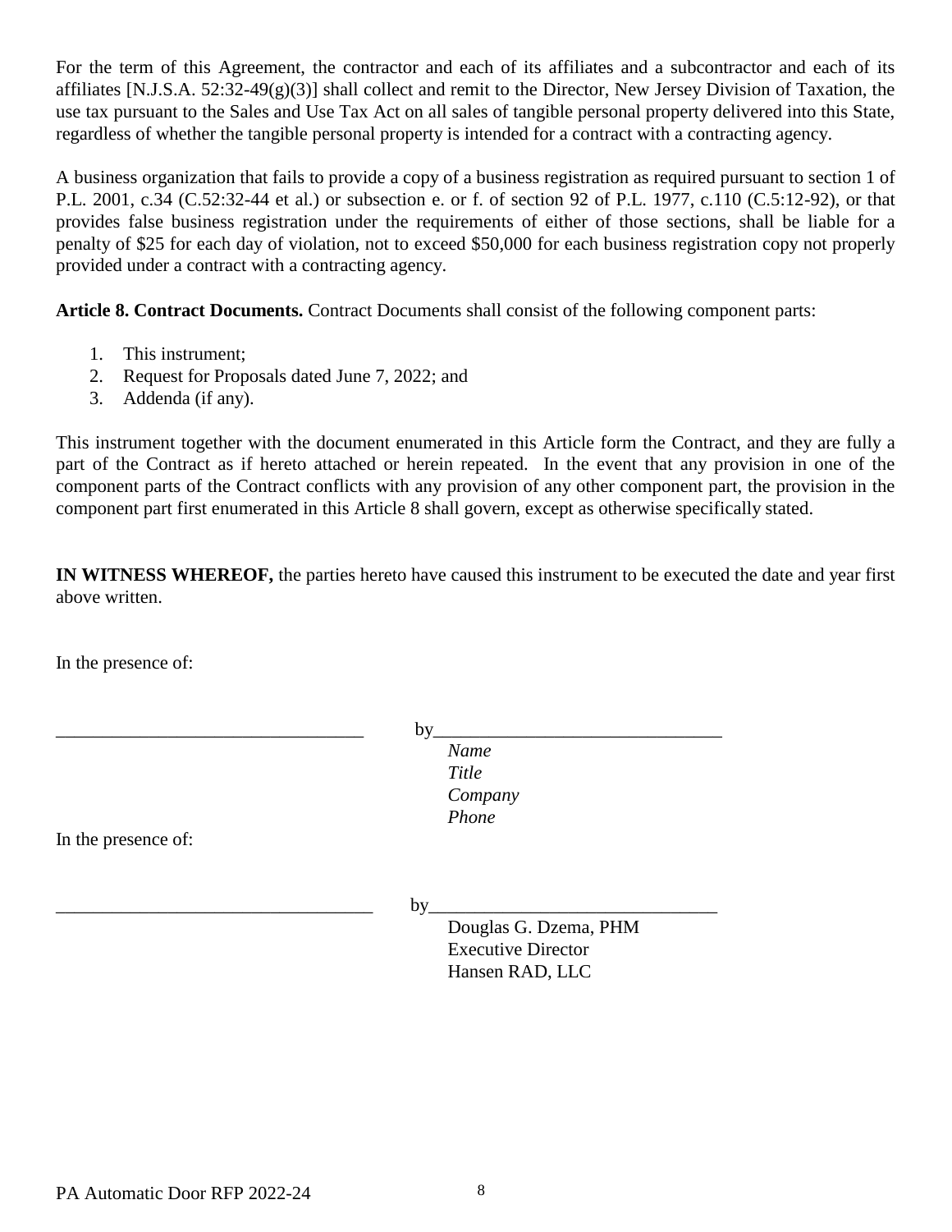For the term of this Agreement, the contractor and each of its affiliates and a subcontractor and each of its affiliates [N.J.S.A. 52:32-49(g)(3)] shall collect and remit to the Director, New Jersey Division of Taxation, the use tax pursuant to the Sales and Use Tax Act on all sales of tangible personal property delivered into this State, regardless of whether the tangible personal property is intended for a contract with a contracting agency.

A business organization that fails to provide a copy of a business registration as required pursuant to section 1 of P.L. 2001, c.34 (C.52:32-44 et al.) or subsection e. or f. of section 92 of P.L. 1977, c.110 (C.5:12-92), or that provides false business registration under the requirements of either of those sections, shall be liable for a penalty of $25 for each day of violation, not to exceed $50,000 for each business registration copy not properly provided under a contract with a contracting agency.

**Article 8. Contract Documents.** Contract Documents shall consist of the following component parts:

1. This instrument;
2. Request for Proposals dated June 7, 2022; and
3. Addenda (if any).

This instrument together with the document enumerated in this Article form the Contract, and they are fully a part of the Contract as if hereto attached or herein repeated. In the event that any provision in one of the component parts of the Contract conflicts with any provision of any other component part, the provision in the component part first enumerated in this Article 8 shall govern, except as otherwise specifically stated.

**IN WITNESS WHEREOF,** the parties hereto have caused this instrument to be executed the date and year first above written.

In the presence of:

_________________________________ by_______________________________

*Name*
*Title*
*Company*
*Phone*

In the presence of:

_________________________________ by_______________________________

Douglas G. Dzema, PHM
Executive Director
Hansen RAD, LLC

PA Automatic Door RFP 2022-24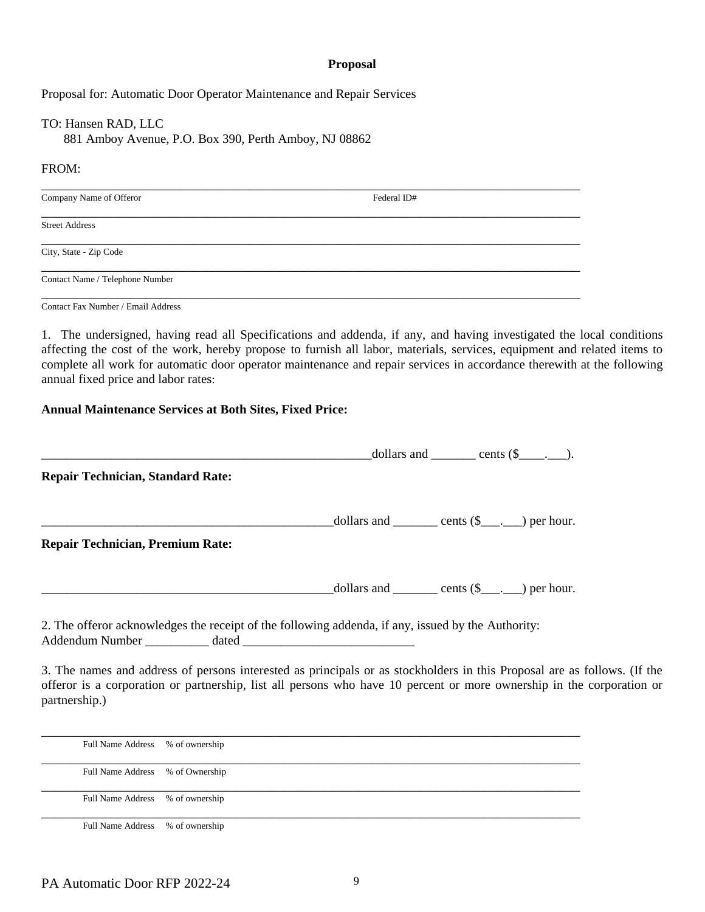**Proposal**

Proposal for: Automatic Door Operator Maintenance and Repair Services

TO: Hansen RAD, LLC
881 Amboy Avenue, P.O. Box 390, Perth Amboy, NJ 08862

FROM:

_______________________________________________________________________________
Company Name of Offeror                                                                                    Federal ID#

_______________________________________________________________________________
Street Address

_______________________________________________________________________________
City, State - Zip Code

_______________________________________________________________________________
Contact Name / Telephone Number

_______________________________________________________________________________
Contact Fax Number / Email Address

1. The undersigned, having read all Specifications and addenda, if any, and having investigated the local conditions affecting the cost of the work, hereby propose to furnish all labor, materials, services, equipment and related items to complete all work for automatic door operator maintenance and repair services in accordance therewith at the following annual fixed price and labor rates:

**Annual Maintenance Services at Both Sites, Fixed Price:**

_____________________________________________________dollars and _______ cents ($____.___).

**Repair Technician, Standard Rate:**

_______________________________________________dollars and _______ cents ($___.___) per hour.

**Repair Technician, Premium Rate:**

_______________________________________________dollars and _______ cents ($___.___) per hour.

2. The offeror acknowledges the receipt of the following addenda, if any, issued by the Authority:
Addendum Number __________ dated ___________________________

3. The names and address of persons interested as principals or as stockholders in this Proposal are as follows. (If the offeror is a corporation or partnership, list all persons who have 10 percent or more ownership in the corporation or partnership.)

_______________________________________________________________________________
Full Name Address     % of ownership

_______________________________________________________________________________
Full Name Address     % of Ownership

_______________________________________________________________________________
Full Name Address     % of ownership

_______________________________________________________________________________
Full Name Address     % of ownership

PA Automatic Door RFP 2022-24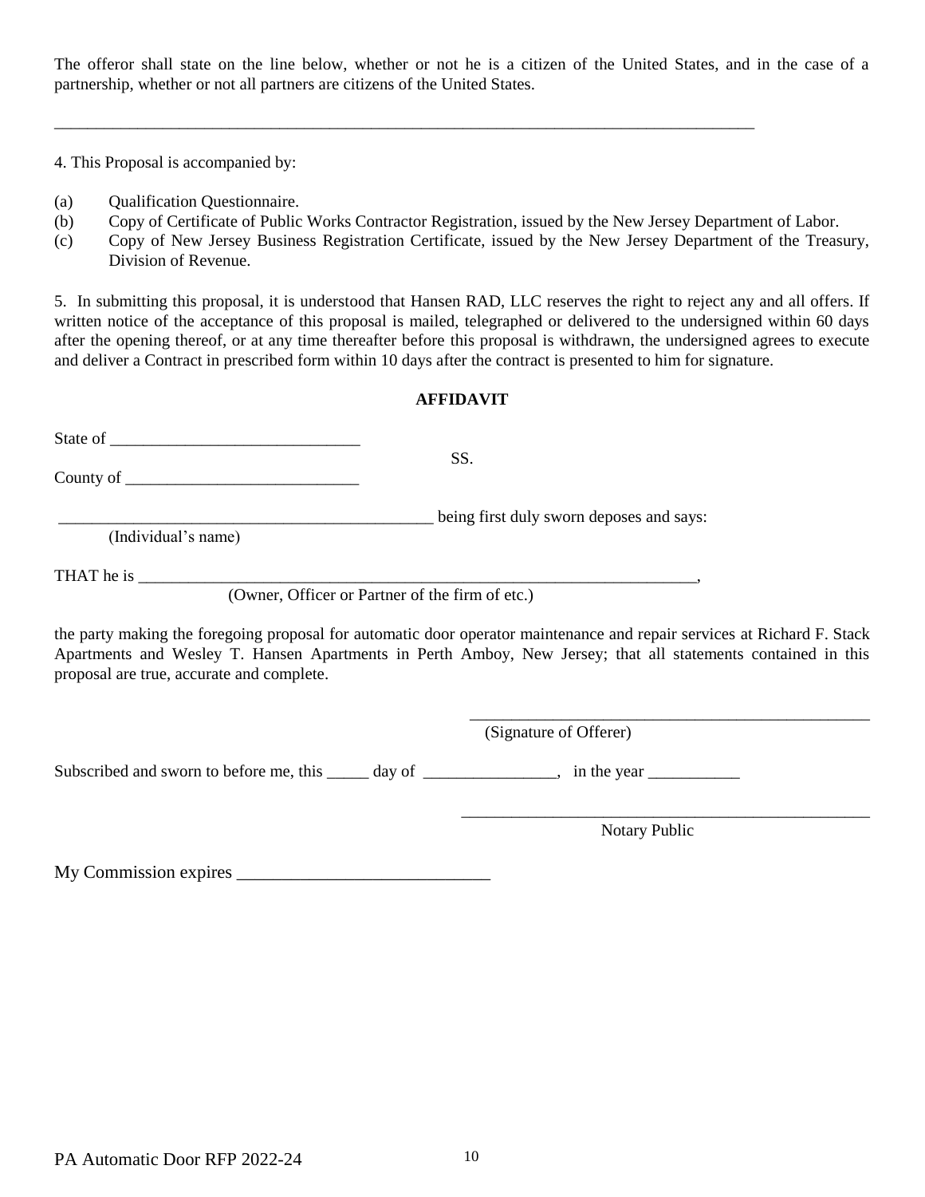The offeror shall state on the line below, whether or not he is a citizen of the United States, and in the case of a partnership, whether or not all partners are citizens of the United States.

\_\_\_\_\_\_\_\_\_\_\_\_\_\_\_\_\_\_\_\_\_\_\_\_\_\_\_\_\_\_\_\_\_\_\_\_\_\_\_\_\_\_\_\_\_\_\_\_\_\_\_\_\_\_\_\_\_\_\_\_\_\_\_\_\_\_\_\_\_\_\_\_\_\_\_\_\_\_\_\_\_\_\_\_\_\_\_\_

4. This Proposal is accompanied by:

(a) Qualification Questionnaire.
(b) Copy of Certificate of Public Works Contractor Registration, issued by the New Jersey Department of Labor.
(c) Copy of New Jersey Business Registration Certificate, issued by the New Jersey Department of the Treasury, Division of Revenue.

5. In submitting this proposal, it is understood that Hansen RAD, LLC reserves the right to reject any and all offers. If written notice of the acceptance of this proposal is mailed, telegraphed or delivered to the undersigned within 60 days after the opening thereof, or at any time thereafter before this proposal is withdrawn, the undersigned agrees to execute and deliver a Contract in prescribed form within 10 days after the contract is presented to him for signature.

**AFFIDAVIT**

State of \_\_\_\_\_\_\_\_\_\_\_\_\_\_\_\_\_\_\_\_\_\_\_\_\_\_\_\_\_\_
SS.
County of \_\_\_\_\_\_\_\_\_\_\_\_\_\_\_\_\_\_\_\_\_\_\_\_\_\_\_\_

\_\_\_\_\_\_\_\_\_\_\_\_\_\_\_\_\_\_\_\_\_\_\_\_\_\_\_\_\_\_\_\_\_\_\_\_\_\_\_\_\_\_\_\_\_ being first duly sworn deposes and says:
(Individual's name)

THAT he is \_\_\_\_\_\_\_\_\_\_\_\_\_\_\_\_\_\_\_\_\_\_\_\_\_\_\_\_\_\_\_\_\_\_\_\_\_\_\_\_\_\_\_\_\_\_\_\_\_\_\_\_\_\_\_\_\_\_\_\_\_\_\_\_\_\_,
(Owner, Officer or Partner of the firm of etc.)

the party making the foregoing proposal for automatic door operator maintenance and repair services at Richard F. Stack Apartments and Wesley T. Hansen Apartments in Perth Amboy, New Jersey; that all statements contained in this proposal are true, accurate and complete.

\_\_\_\_\_\_\_\_\_\_\_\_\_\_\_\_\_\_\_\_\_\_\_\_\_\_\_\_\_\_\_\_\_\_\_\_\_\_\_\_\_\_\_\_\_\_\_\_
(Signature of Offerer)

Subscribed and sworn to before me, this \_\_\_\_\_ day of \_\_\_\_\_\_\_\_\_\_\_\_\_\_\_\_, in the year \_\_\_\_\_\_\_\_\_\_\_

\_\_\_\_\_\_\_\_\_\_\_\_\_\_\_\_\_\_\_\_\_\_\_\_\_\_\_\_\_\_\_\_\_\_\_\_\_\_\_\_\_\_\_\_\_\_\_\_\_
Notary Public

My Commission expires \_\_\_\_\_\_\_\_\_\_\_\_\_\_\_\_\_\_\_\_\_\_\_\_\_\_\_\_

PA Automatic Door RFP 2022-24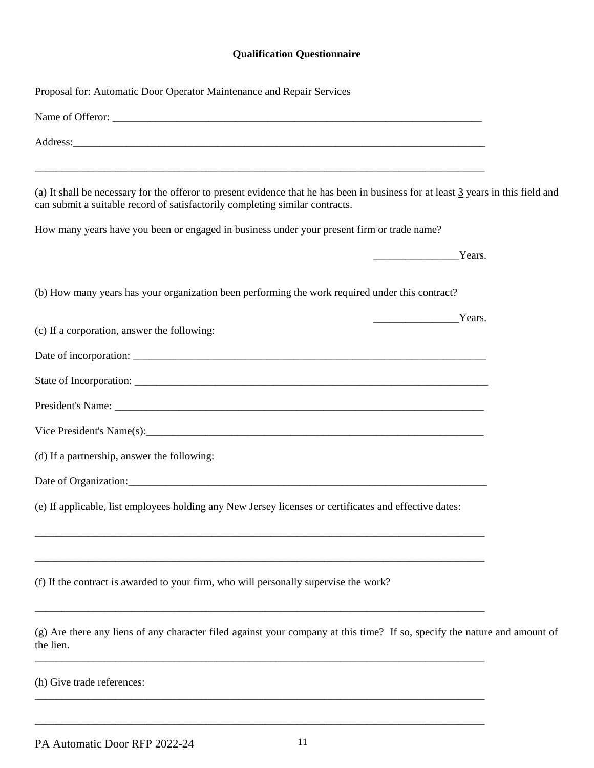**Qualification Questionnaire**

Proposal for: Automatic Door Operator Maintenance and Repair Services

Name of Offeror: ___________________________________________________________________________

Address:___________________________________________________________________________

___________________________________________________________________________

(a) It shall be necessary for the offeror to present evidence that he has been in business for at least 3 years in this field and can submit a suitable record of satisfactorily completing similar contracts.

How many years have you been or engaged in business under your present firm or trade name?

________________Years.

(b) How many years has your organization been performing the work required under this contract?

________________Years.

(c) If a corporation, answer the following:

Date of incorporation: ___________________________________________________________________________

State of Incorporation: ___________________________________________________________________________

President's Name: ___________________________________________________________________________

Vice President's Name(s):___________________________________________________________________________

(d) If a partnership, answer the following:

Date of Organization:___________________________________________________________________________

(e) If applicable, list employees holding any New Jersey licenses or certificates and effective dates:

___________________________________________________________________________

___________________________________________________________________________

(f) If the contract is awarded to your firm, who will personally supervise the work?

___________________________________________________________________________

(g) Are there any liens of any character filed against your company at this time? If so, specify the nature and amount of the lien.

___________________________________________________________________________

(h) Give trade references:

___________________________________________________________________________

___________________________________________________________________________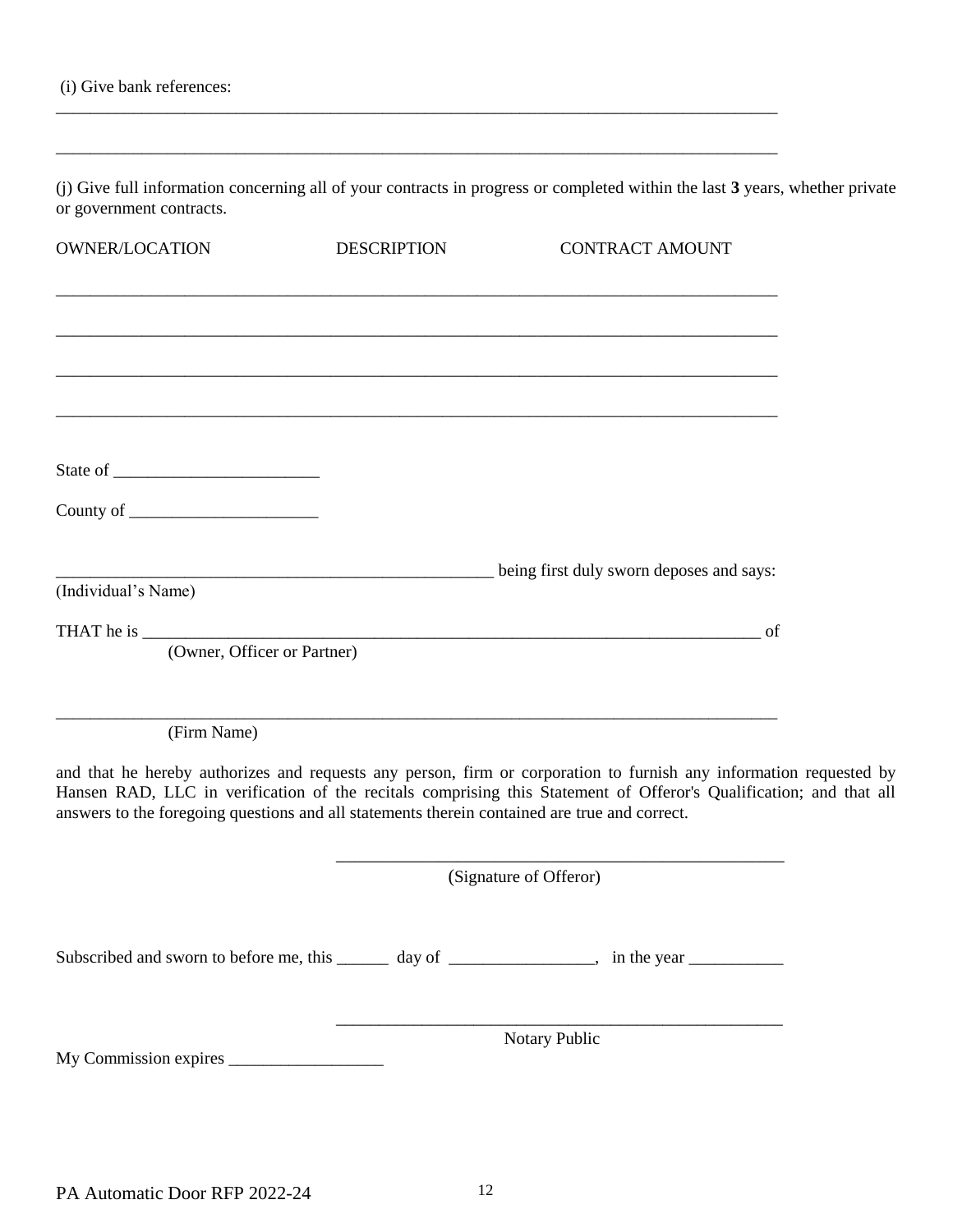(i) Give bank references:

\_\_\_\_\_\_\_\_\_\_\_\_\_\_\_\_\_\_\_\_\_\_\_\_\_\_\_\_\_\_\_\_\_\_\_\_\_\_\_\_\_\_\_\_\_\_\_\_\_\_\_\_\_\_\_\_\_\_\_\_\_\_\_\_\_\_\_\_\_\_\_\_\_\_\_\_\_\_\_\_\_\_

\_\_\_\_\_\_\_\_\_\_\_\_\_\_\_\_\_\_\_\_\_\_\_\_\_\_\_\_\_\_\_\_\_\_\_\_\_\_\_\_\_\_\_\_\_\_\_\_\_\_\_\_\_\_\_\_\_\_\_\_\_\_\_\_\_\_\_\_\_\_\_\_\_\_\_\_\_\_\_\_\_\_

(j) Give full information concerning all of your contracts in progress or completed within the last **3** years, whether private or government contracts.

| OWNER/LOCATION | DESCRIPTION | CONTRACT AMOUNT |
|---|---|---|
| | | |
| | | |
| | | |
| | | |

State of \_\_\_\_\_\_\_\_\_\_\_\_\_\_\_\_\_\_\_\_\_\_\_\_

County of \_\_\_\_\_\_\_\_\_\_\_\_\_\_\_\_\_\_\_\_\_\_

\_\_\_\_\_\_\_\_\_\_\_\_\_\_\_\_\_\_\_\_\_\_\_\_\_\_\_\_\_\_\_\_\_\_\_\_\_\_\_\_\_\_\_\_\_\_\_\_\_\_ being first duly sworn deposes and says:
(Individual's Name)

THAT he is \_\_\_\_\_\_\_\_\_\_\_\_\_\_\_\_\_\_\_\_\_\_\_\_\_\_\_\_\_\_\_\_\_\_\_\_\_\_\_\_\_\_\_\_\_\_\_\_\_\_\_\_\_\_\_\_\_\_\_\_\_\_\_\_\_\_\_\_\_\_\_\_ of
(Owner, Officer or Partner)

\_\_\_\_\_\_\_\_\_\_\_\_\_\_\_\_\_\_\_\_\_\_\_\_\_\_\_\_\_\_\_\_\_\_\_\_\_\_\_\_\_\_\_\_\_\_\_\_\_\_\_\_\_\_\_\_\_\_\_\_\_\_\_\_\_\_\_\_\_\_\_\_\_\_\_\_\_\_\_\_\_\_
(Firm Name)

and that he hereby authorizes and requests any person, firm or corporation to furnish any information requested by Hansen RAD, LLC in verification of the recitals comprising this Statement of Offeror's Qualification; and that all answers to the foregoing questions and all statements therein contained are true and correct.

\_\_\_\_\_\_\_\_\_\_\_\_\_\_\_\_\_\_\_\_\_\_\_\_\_\_\_\_\_\_\_\_\_\_\_\_\_\_\_\_\_\_\_\_\_\_\_\_\_\_\_\_
(Signature of Offeror)

Subscribed and sworn to before me, this \_\_\_\_\_\_ day of \_\_\_\_\_\_\_\_\_\_\_\_\_\_\_\_\_, in the year \_\_\_\_\_\_\_\_\_\_\_

\_\_\_\_\_\_\_\_\_\_\_\_\_\_\_\_\_\_\_\_\_\_\_\_\_\_\_\_\_\_\_\_\_\_\_\_\_\_\_\_\_\_\_\_\_\_\_\_\_\_\_\_
Notary Public

My Commission expires \_\_\_\_\_\_\_\_\_\_\_\_\_\_\_\_\_\_